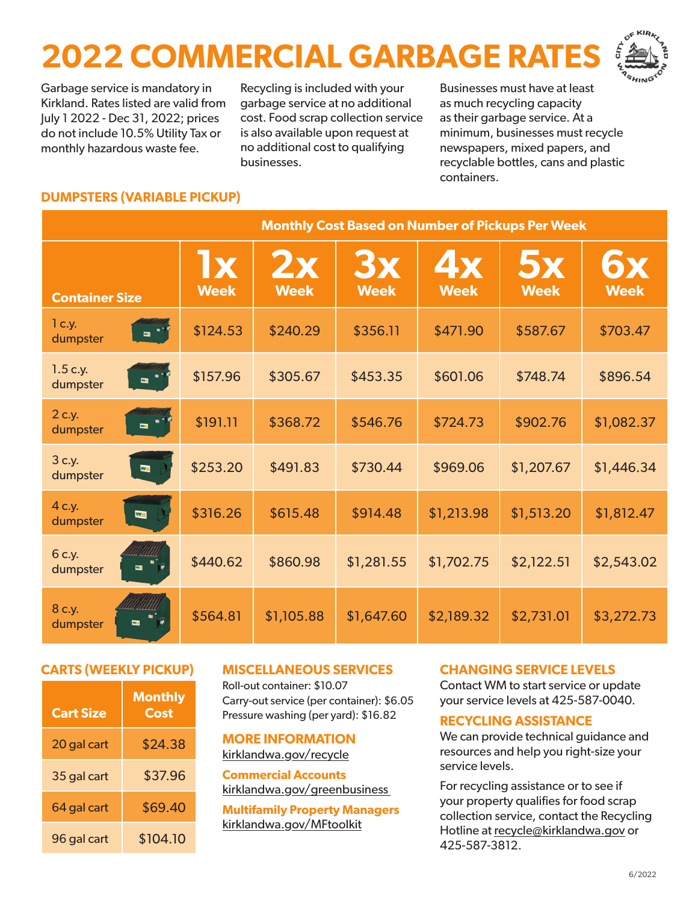# 2022 COMMERCIAL GARBAGE RATES

Garbage service is mandatory in Kirkland. Rates listed are valid from July 1 2022 - Dec 31, 2022; prices do not include 10.5% Utility Tax or monthly hazardous waste fee.

Recycling is included with your garbage service at no additional cost. Food scrap collection service is also available upon request at no additional cost to qualifying businesses.

Businesses must have at least as much recycling capacity as their garbage service. At a minimum, businesses must recycle newspapers, mixed papers, and recyclable bottles, cans and plastic containers.

## DUMPSTERS (VARIABLE PICKUP)

| | Monthly Cost Based on Number of Pickups Per Week | | | | | |
|---|---|---|---|---|---|---|
| **Container Size** | **1x Week** | **2x Week** | **3x Week** | **4x Week** | **5x Week** | **6x Week** |
| 1 c.y. dumpster | $124.53 | $240.29 | $356.11 | $471.90 | $587.67 | $703.47 |
| 1.5 c.y. dumpster | $157.96 | $305.67 | $453.35 | $601.06 | $748.74 | $896.54 |
| 2 c.y. dumpster | $191.11 | $368.72 | $546.76 | $724.73 | $902.76 | $1,082.37 |
| 3 c.y. dumpster | $253.20 | $491.83 | $730.44 | $969.06 | $1,207.67 | $1,446.34 |
| 4 c.y. dumpster | $316.26 | $615.48 | $914.48 | $1,213.98 | $1,513.20 | $1,812.47 |
| 6 c.y. dumpster | $440.62 | $860.98 | $1,281.55 | $1,702.75 | $2,122.51 | $2,543.02 |
| 8 c.y. dumpster | $564.81 | $1,105.88 | $1,647.60 | $2,189.32 | $2,731.01 | $3,272.73 |

## CARTS (WEEKLY PICKUP)

| Cart Size | Monthly Cost |
|---|---|
| 20 gal cart | $24.38 |
| 35 gal cart | $37.96 |
| 64 gal cart | $69.40 |
| 96 gal cart | $104.10 |

## MISCELLANEOUS SERVICES

Roll-out container: $10.07
Carry-out service (per container): $6.05
Pressure washing (per yard): $16.82

## MORE INFORMATION

kirklandwa.gov/recycle

**Commercial Accounts**
kirklandwa.gov/greenbusiness

**Multifamily Property Managers**
kirklandwa.gov/MFtoolkit

## CHANGING SERVICE LEVELS

Contact WM to start service or update your service levels at 425-587-0040.

## RECYCLING ASSISTANCE

We can provide technical guidance and resources and help you right-size your service levels.

For recycling assistance or to see if your property qualifies for food scrap collection service, contact the Recycling Hotline at recycle@kirklandwa.gov or 425-587-3812.

6/2022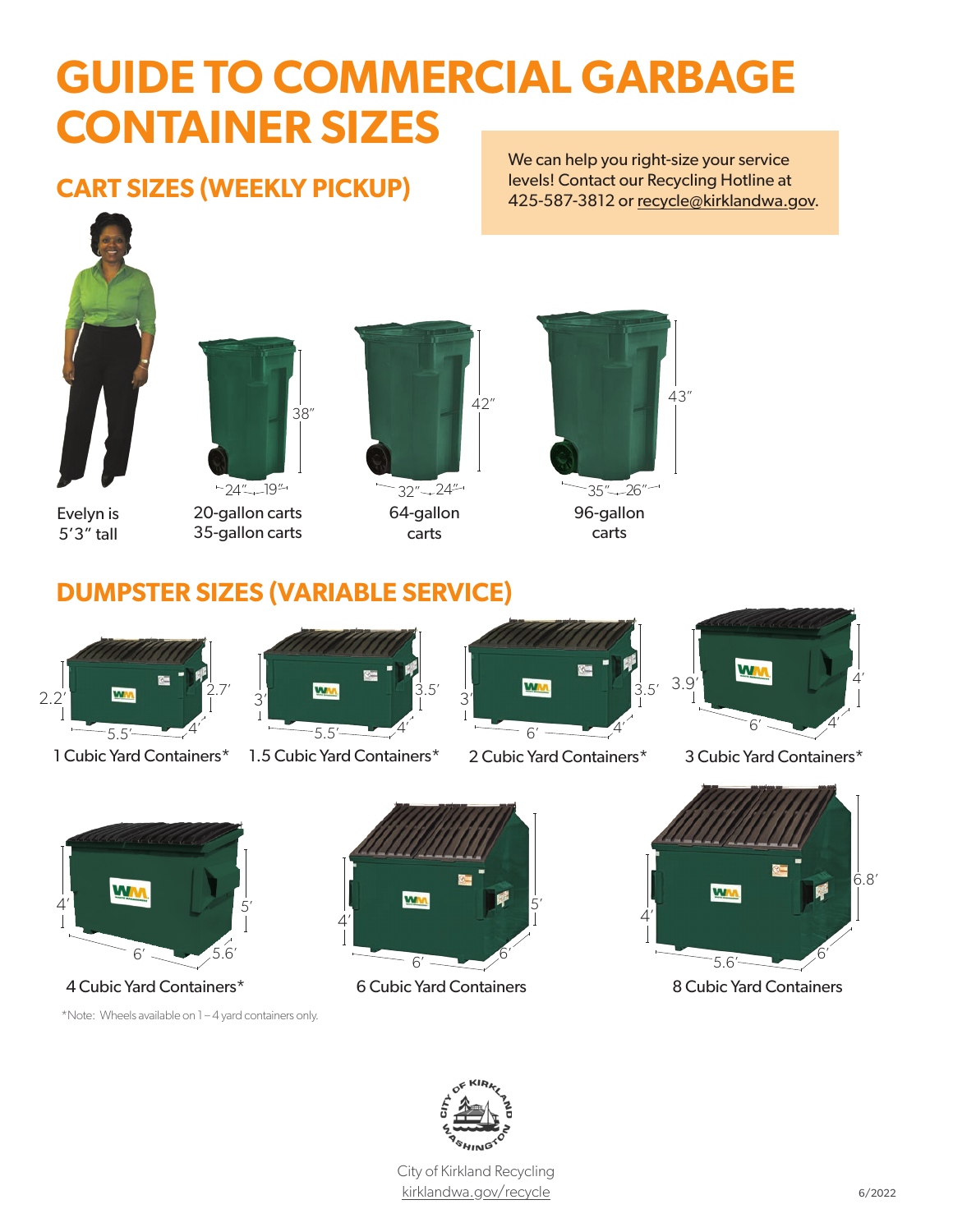# GUIDE TO COMMERCIAL GARBAGE CONTAINER SIZES

We can help you right-size your service levels! Contact our Recycling Hotline at 425-587-3812 or recycle@kirklandwa.gov.

## CART SIZES (WEEKLY PICKUP)

Evelyn is 5′3″ tall

38″
24″ 19″
20-gallon carts
35-gallon carts

42″
32″ 24″
64-gallon carts

43″
35″ 26″
96-gallon carts

## DUMPSTER SIZES (VARIABLE SERVICE)

2.2′ 2.7′
5.5′ 4′
1 Cubic Yard Containers*

3′ 3.5′
5.5′ 4′
1.5 Cubic Yard Containers*

3′ 3.5′
6′ 4′
2 Cubic Yard Containers*

3.9′ 4′
6′ 4′
3 Cubic Yard Containers*

4′ 5′
6′ 5.6′
4 Cubic Yard Containers*

4′ 5′
6′ 6′
6 Cubic Yard Containers

4′ 6.8′
5.6′ 6′
8 Cubic Yard Containers

*Note: Wheels available on 1 – 4 yard containers only.

City of Kirkland Recycling
kirklandwa.gov/recycle

6/2022